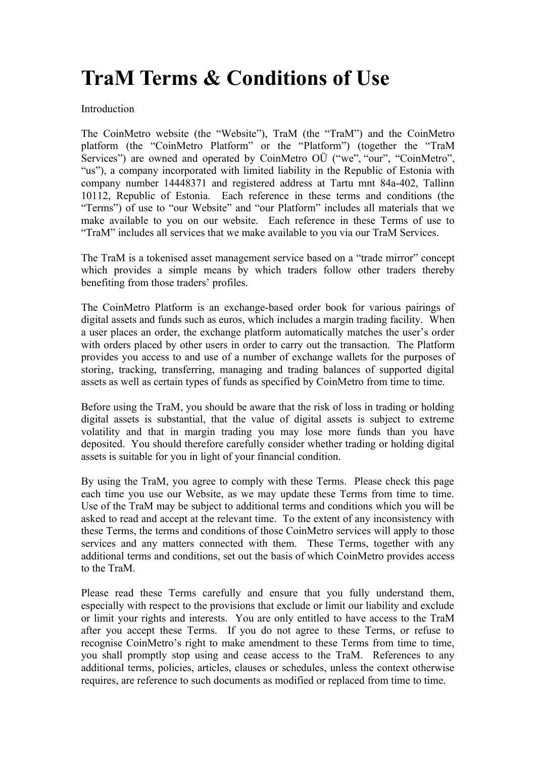# TraM Terms & Conditions of Use

Introduction

The CoinMetro website (the "Website"), TraM (the "TraM") and the CoinMetro platform (the "CoinMetro Platform" or the "Platform") (together the "TraM Services") are owned and operated by CoinMetro OÜ ("we", "our", "CoinMetro", "us"), a company incorporated with limited liability in the Republic of Estonia with company number 14448371 and registered address at Tartu mnt 84a-402, Tallinn 10112, Republic of Estonia. Each reference in these terms and conditions (the "Terms") of use to "our Website" and "our Platform" includes all materials that we make available to you on our website. Each reference in these Terms of use to "TraM" includes all services that we make available to you via our TraM Services.

The TraM is a tokenised asset management service based on a "trade mirror" concept which provides a simple means by which traders follow other traders thereby benefiting from those traders' profiles.

The CoinMetro Platform is an exchange-based order book for various pairings of digital assets and funds such as euros, which includes a margin trading facility. When a user places an order, the exchange platform automatically matches the user's order with orders placed by other users in order to carry out the transaction. The Platform provides you access to and use of a number of exchange wallets for the purposes of storing, tracking, transferring, managing and trading balances of supported digital assets as well as certain types of funds as specified by CoinMetro from time to time.

Before using the TraM, you should be aware that the risk of loss in trading or holding digital assets is substantial, that the value of digital assets is subject to extreme volatility and that in margin trading you may lose more funds than you have deposited. You should therefore carefully consider whether trading or holding digital assets is suitable for you in light of your financial condition.

By using the TraM, you agree to comply with these Terms. Please check this page each time you use our Website, as we may update these Terms from time to time. Use of the TraM may be subject to additional terms and conditions which you will be asked to read and accept at the relevant time. To the extent of any inconsistency with these Terms, the terms and conditions of those CoinMetro services will apply to those services and any matters connected with them. These Terms, together with any additional terms and conditions, set out the basis of which CoinMetro provides access to the TraM.

Please read these Terms carefully and ensure that you fully understand them, especially with respect to the provisions that exclude or limit our liability and exclude or limit your rights and interests. You are only entitled to have access to the TraM after you accept these Terms. If you do not agree to these Terms, or refuse to recognise CoinMetro's right to make amendment to these Terms from time to time, you shall promptly stop using and cease access to the TraM. References to any additional terms, policies, articles, clauses or schedules, unless the context otherwise requires, are reference to such documents as modified or replaced from time to time.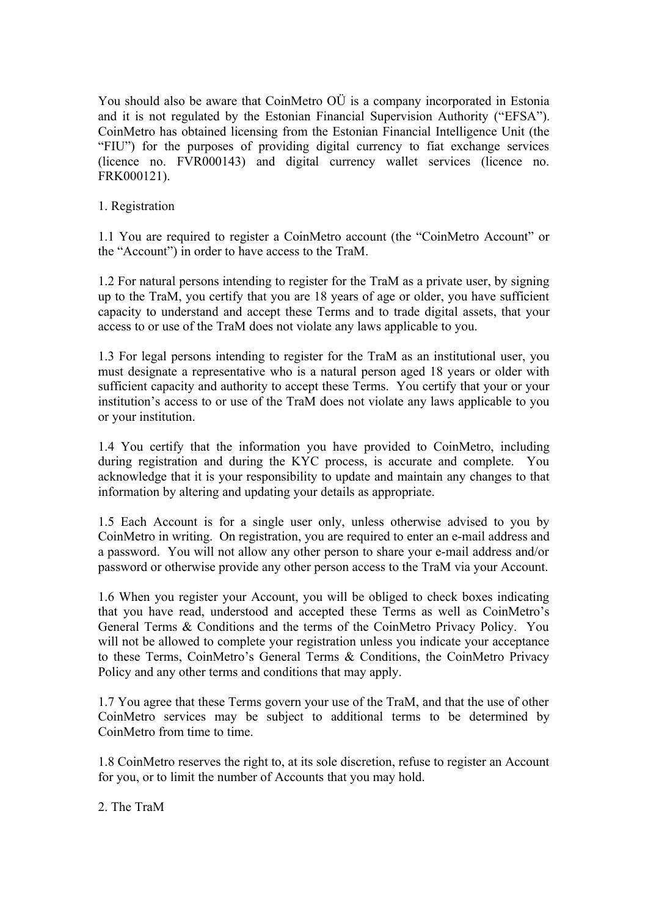You should also be aware that CoinMetro OÜ is a company incorporated in Estonia and it is not regulated by the Estonian Financial Supervision Authority ("EFSA"). CoinMetro has obtained licensing from the Estonian Financial Intelligence Unit (the "FIU") for the purposes of providing digital currency to fiat exchange services (licence no. FVR000143) and digital currency wallet services (licence no. FRK000121).

## 1. Registration

1.1 You are required to register a CoinMetro account (the "CoinMetro Account" or the "Account") in order to have access to the TraM.

1.2 For natural persons intending to register for the TraM as a private user, by signing up to the TraM, you certify that you are 18 years of age or older, you have sufficient capacity to understand and accept these Terms and to trade digital assets, that your access to or use of the TraM does not violate any laws applicable to you.

1.3 For legal persons intending to register for the TraM as an institutional user, you must designate a representative who is a natural person aged 18 years or older with sufficient capacity and authority to accept these Terms. You certify that your or your institution's access to or use of the TraM does not violate any laws applicable to you or your institution.

1.4 You certify that the information you have provided to CoinMetro, including during registration and during the KYC process, is accurate and complete. You acknowledge that it is your responsibility to update and maintain any changes to that information by altering and updating your details as appropriate.

1.5 Each Account is for a single user only, unless otherwise advised to you by CoinMetro in writing. On registration, you are required to enter an e-mail address and a password. You will not allow any other person to share your e-mail address and/or password or otherwise provide any other person access to the TraM via your Account.

1.6 When you register your Account, you will be obliged to check boxes indicating that you have read, understood and accepted these Terms as well as CoinMetro's General Terms & Conditions and the terms of the CoinMetro Privacy Policy. You will not be allowed to complete your registration unless you indicate your acceptance to these Terms, CoinMetro's General Terms & Conditions, the CoinMetro Privacy Policy and any other terms and conditions that may apply.

1.7 You agree that these Terms govern your use of the TraM, and that the use of other CoinMetro services may be subject to additional terms to be determined by CoinMetro from time to time.

1.8 CoinMetro reserves the right to, at its sole discretion, refuse to register an Account for you, or to limit the number of Accounts that you may hold.

## 2. The TraM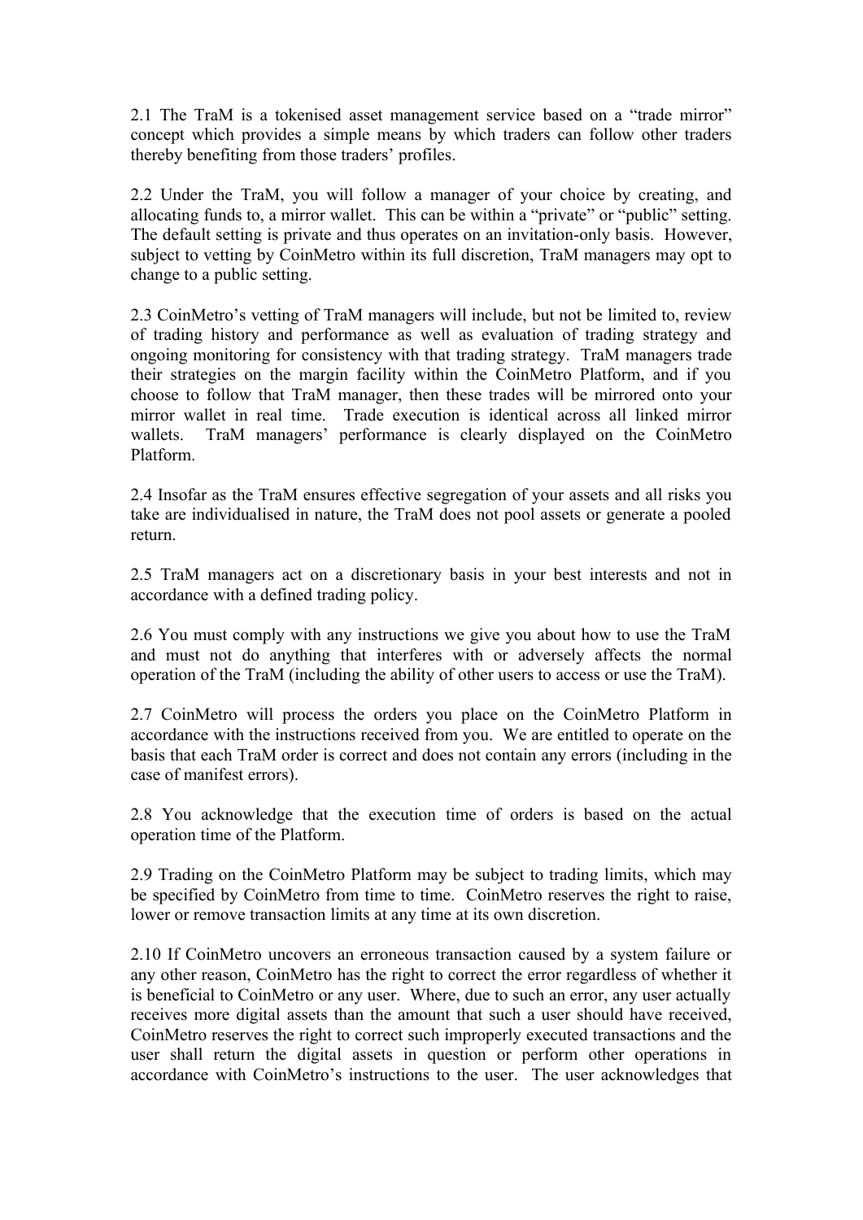2.1 The TraM is a tokenised asset management service based on a "trade mirror" concept which provides a simple means by which traders can follow other traders thereby benefiting from those traders' profiles.

2.2 Under the TraM, you will follow a manager of your choice by creating, and allocating funds to, a mirror wallet. This can be within a "private" or "public" setting. The default setting is private and thus operates on an invitation-only basis. However, subject to vetting by CoinMetro within its full discretion, TraM managers may opt to change to a public setting.

2.3 CoinMetro's vetting of TraM managers will include, but not be limited to, review of trading history and performance as well as evaluation of trading strategy and ongoing monitoring for consistency with that trading strategy. TraM managers trade their strategies on the margin facility within the CoinMetro Platform, and if you choose to follow that TraM manager, then these trades will be mirrored onto your mirror wallet in real time. Trade execution is identical across all linked mirror wallets. TraM managers' performance is clearly displayed on the CoinMetro Platform.

2.4 Insofar as the TraM ensures effective segregation of your assets and all risks you take are individualised in nature, the TraM does not pool assets or generate a pooled return.

2.5 TraM managers act on a discretionary basis in your best interests and not in accordance with a defined trading policy.

2.6 You must comply with any instructions we give you about how to use the TraM and must not do anything that interferes with or adversely affects the normal operation of the TraM (including the ability of other users to access or use the TraM).

2.7 CoinMetro will process the orders you place on the CoinMetro Platform in accordance with the instructions received from you. We are entitled to operate on the basis that each TraM order is correct and does not contain any errors (including in the case of manifest errors).

2.8 You acknowledge that the execution time of orders is based on the actual operation time of the Platform.

2.9 Trading on the CoinMetro Platform may be subject to trading limits, which may be specified by CoinMetro from time to time. CoinMetro reserves the right to raise, lower or remove transaction limits at any time at its own discretion.

2.10 If CoinMetro uncovers an erroneous transaction caused by a system failure or any other reason, CoinMetro has the right to correct the error regardless of whether it is beneficial to CoinMetro or any user. Where, due to such an error, any user actually receives more digital assets than the amount that such a user should have received, CoinMetro reserves the right to correct such improperly executed transactions and the user shall return the digital assets in question or perform other operations in accordance with CoinMetro's instructions to the user. The user acknowledges that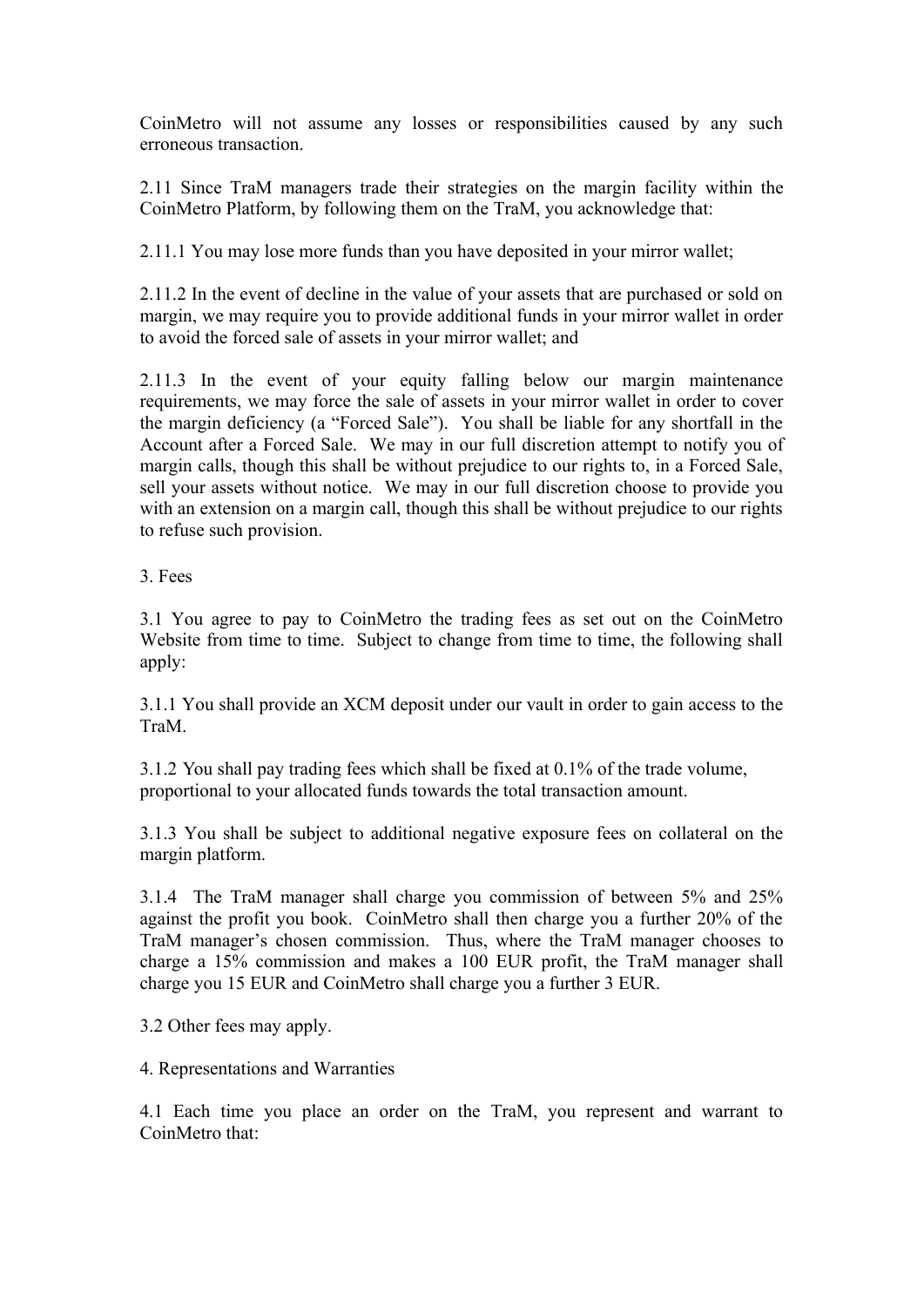CoinMetro will not assume any losses or responsibilities caused by any such erroneous transaction.

2.11 Since TraM managers trade their strategies on the margin facility within the CoinMetro Platform, by following them on the TraM, you acknowledge that:

2.11.1 You may lose more funds than you have deposited in your mirror wallet;

2.11.2 In the event of decline in the value of your assets that are purchased or sold on margin, we may require you to provide additional funds in your mirror wallet in order to avoid the forced sale of assets in your mirror wallet; and

2.11.3 In the event of your equity falling below our margin maintenance requirements, we may force the sale of assets in your mirror wallet in order to cover the margin deficiency (a "Forced Sale"). You shall be liable for any shortfall in the Account after a Forced Sale. We may in our full discretion attempt to notify you of margin calls, though this shall be without prejudice to our rights to, in a Forced Sale, sell your assets without notice. We may in our full discretion choose to provide you with an extension on a margin call, though this shall be without prejudice to our rights to refuse such provision.

## 3. Fees

3.1 You agree to pay to CoinMetro the trading fees as set out on the CoinMetro Website from time to time. Subject to change from time to time, the following shall apply:

3.1.1 You shall provide an XCM deposit under our vault in order to gain access to the TraM.

3.1.2 You shall pay trading fees which shall be fixed at 0.1% of the trade volume, proportional to your allocated funds towards the total transaction amount.

3.1.3 You shall be subject to additional negative exposure fees on collateral on the margin platform.

3.1.4 The TraM manager shall charge you commission of between 5% and 25% against the profit you book. CoinMetro shall then charge you a further 20% of the TraM manager's chosen commission. Thus, where the TraM manager chooses to charge a 15% commission and makes a 100 EUR profit, the TraM manager shall charge you 15 EUR and CoinMetro shall charge you a further 3 EUR.

3.2 Other fees may apply.

## 4. Representations and Warranties

4.1 Each time you place an order on the TraM, you represent and warrant to CoinMetro that: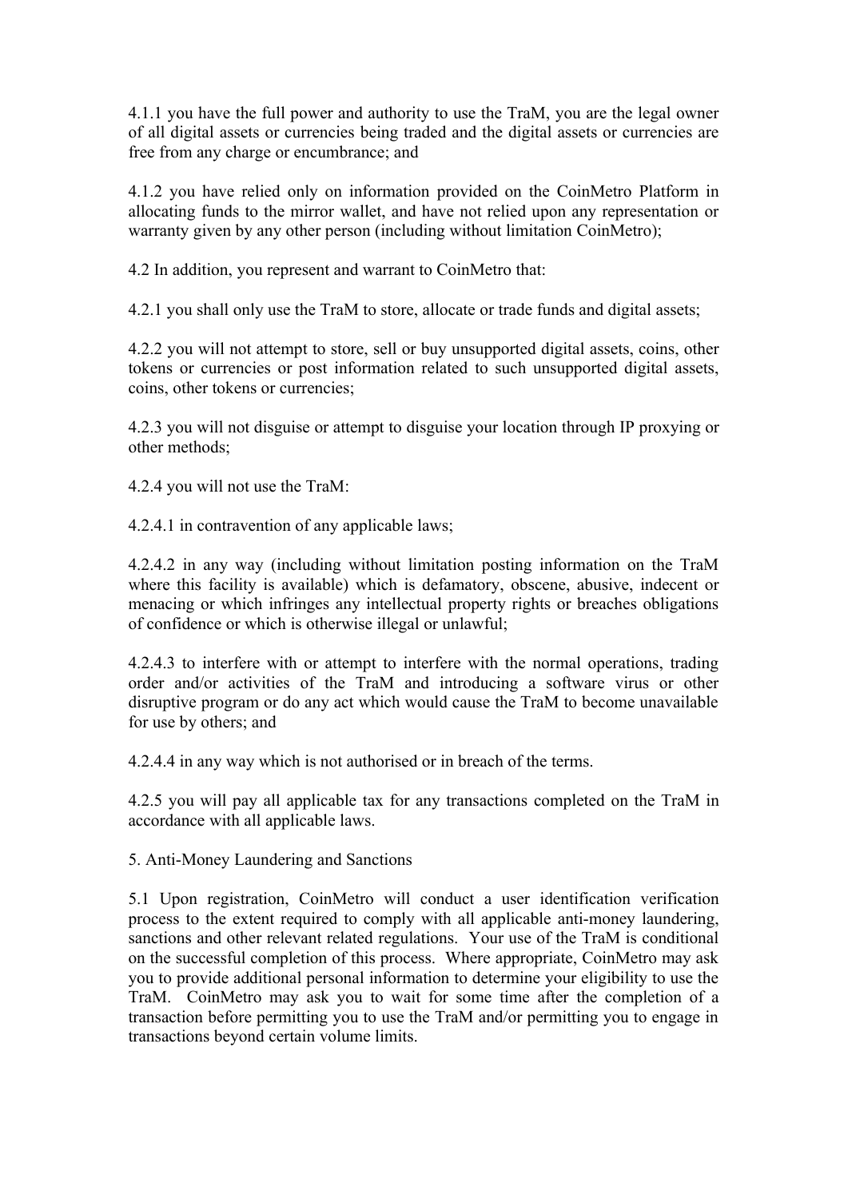4.1.1 you have the full power and authority to use the TraM, you are the legal owner of all digital assets or currencies being traded and the digital assets or currencies are free from any charge or encumbrance; and

4.1.2 you have relied only on information provided on the CoinMetro Platform in allocating funds to the mirror wallet, and have not relied upon any representation or warranty given by any other person (including without limitation CoinMetro);

4.2 In addition, you represent and warrant to CoinMetro that:

4.2.1 you shall only use the TraM to store, allocate or trade funds and digital assets;

4.2.2 you will not attempt to store, sell or buy unsupported digital assets, coins, other tokens or currencies or post information related to such unsupported digital assets, coins, other tokens or currencies;

4.2.3 you will not disguise or attempt to disguise your location through IP proxying or other methods;

4.2.4 you will not use the TraM:

4.2.4.1 in contravention of any applicable laws;

4.2.4.2 in any way (including without limitation posting information on the TraM where this facility is available) which is defamatory, obscene, abusive, indecent or menacing or which infringes any intellectual property rights or breaches obligations of confidence or which is otherwise illegal or unlawful;

4.2.4.3 to interfere with or attempt to interfere with the normal operations, trading order and/or activities of the TraM and introducing a software virus or other disruptive program or do any act which would cause the TraM to become unavailable for use by others; and

4.2.4.4 in any way which is not authorised or in breach of the terms.

4.2.5 you will pay all applicable tax for any transactions completed on the TraM in accordance with all applicable laws.

5. Anti-Money Laundering and Sanctions

5.1 Upon registration, CoinMetro will conduct a user identification verification process to the extent required to comply with all applicable anti-money laundering, sanctions and other relevant related regulations. Your use of the TraM is conditional on the successful completion of this process. Where appropriate, CoinMetro may ask you to provide additional personal information to determine your eligibility to use the TraM. CoinMetro may ask you to wait for some time after the completion of a transaction before permitting you to use the TraM and/or permitting you to engage in transactions beyond certain volume limits.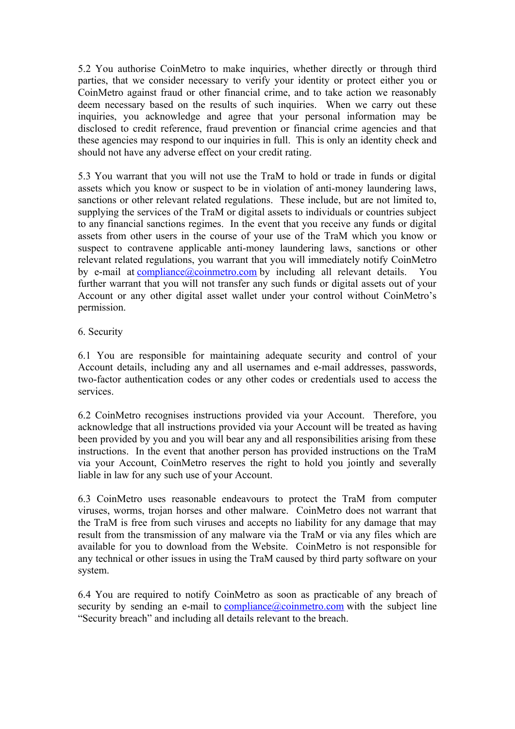5.2 You authorise CoinMetro to make inquiries, whether directly or through third parties, that we consider necessary to verify your identity or protect either you or CoinMetro against fraud or other financial crime, and to take action we reasonably deem necessary based on the results of such inquiries. When we carry out these inquiries, you acknowledge and agree that your personal information may be disclosed to credit reference, fraud prevention or financial crime agencies and that these agencies may respond to our inquiries in full. This is only an identity check and should not have any adverse effect on your credit rating.

5.3 You warrant that you will not use the TraM to hold or trade in funds or digital assets which you know or suspect to be in violation of anti-money laundering laws, sanctions or other relevant related regulations. These include, but are not limited to, supplying the services of the TraM or digital assets to individuals or countries subject to any financial sanctions regimes. In the event that you receive any funds or digital assets from other users in the course of your use of the TraM which you know or suspect to contravene applicable anti-money laundering laws, sanctions or other relevant related regulations, you warrant that you will immediately notify CoinMetro by e-mail at [compliance@coinmetro.com](mailto:compliance@coinmetro.com) by including all relevant details. You further warrant that you will not transfer any such funds or digital assets out of your Account or any other digital asset wallet under your control without CoinMetro's permission.

## 6. Security

6.1 You are responsible for maintaining adequate security and control of your Account details, including any and all usernames and e-mail addresses, passwords, two-factor authentication codes or any other codes or credentials used to access the services.

6.2 CoinMetro recognises instructions provided via your Account. Therefore, you acknowledge that all instructions provided via your Account will be treated as having been provided by you and you will bear any and all responsibilities arising from these instructions. In the event that another person has provided instructions on the TraM via your Account, CoinMetro reserves the right to hold you jointly and severally liable in law for any such use of your Account.

6.3 CoinMetro uses reasonable endeavours to protect the TraM from computer viruses, worms, trojan horses and other malware. CoinMetro does not warrant that the TraM is free from such viruses and accepts no liability for any damage that may result from the transmission of any malware via the TraM or via any files which are available for you to download from the Website. CoinMetro is not responsible for any technical or other issues in using the TraM caused by third party software on your system.

6.4 You are required to notify CoinMetro as soon as practicable of any breach of security by sending an e-mail to [compliance@coinmetro.com](mailto:compliance@coinmetro.com) with the subject line "Security breach" and including all details relevant to the breach.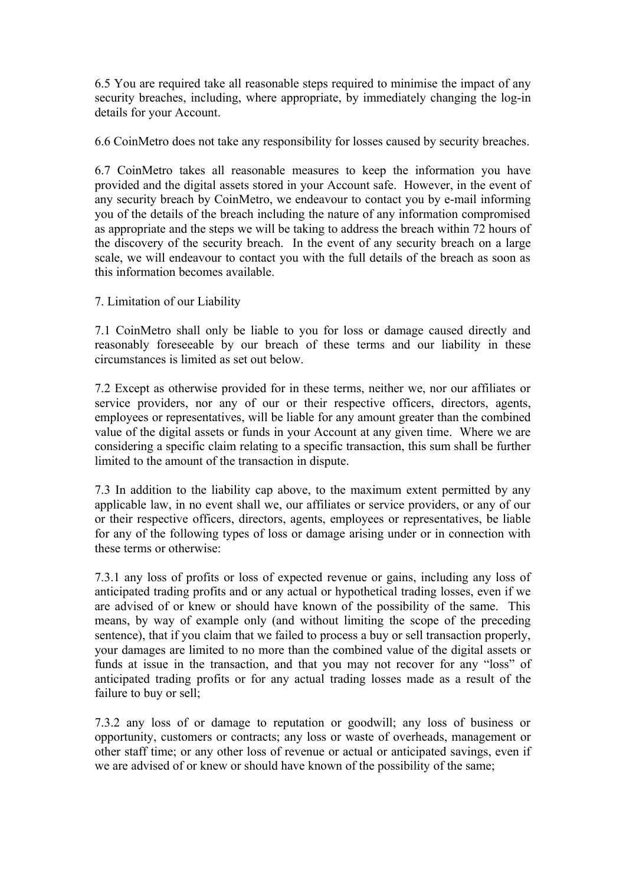6.5 You are required take all reasonable steps required to minimise the impact of any security breaches, including, where appropriate, by immediately changing the log-in details for your Account.

6.6 CoinMetro does not take any responsibility for losses caused by security breaches.

6.7 CoinMetro takes all reasonable measures to keep the information you have provided and the digital assets stored in your Account safe. However, in the event of any security breach by CoinMetro, we endeavour to contact you by e-mail informing you of the details of the breach including the nature of any information compromised as appropriate and the steps we will be taking to address the breach within 72 hours of the discovery of the security breach. In the event of any security breach on a large scale, we will endeavour to contact you with the full details of the breach as soon as this information becomes available.

## 7. Limitation of our Liability

7.1 CoinMetro shall only be liable to you for loss or damage caused directly and reasonably foreseeable by our breach of these terms and our liability in these circumstances is limited as set out below.

7.2 Except as otherwise provided for in these terms, neither we, nor our affiliates or service providers, nor any of our or their respective officers, directors, agents, employees or representatives, will be liable for any amount greater than the combined value of the digital assets or funds in your Account at any given time. Where we are considering a specific claim relating to a specific transaction, this sum shall be further limited to the amount of the transaction in dispute.

7.3 In addition to the liability cap above, to the maximum extent permitted by any applicable law, in no event shall we, our affiliates or service providers, or any of our or their respective officers, directors, agents, employees or representatives, be liable for any of the following types of loss or damage arising under or in connection with these terms or otherwise:

7.3.1 any loss of profits or loss of expected revenue or gains, including any loss of anticipated trading profits and or any actual or hypothetical trading losses, even if we are advised of or knew or should have known of the possibility of the same. This means, by way of example only (and without limiting the scope of the preceding sentence), that if you claim that we failed to process a buy or sell transaction properly, your damages are limited to no more than the combined value of the digital assets or funds at issue in the transaction, and that you may not recover for any "loss" of anticipated trading profits or for any actual trading losses made as a result of the failure to buy or sell;

7.3.2 any loss of or damage to reputation or goodwill; any loss of business or opportunity, customers or contracts; any loss or waste of overheads, management or other staff time; or any other loss of revenue or actual or anticipated savings, even if we are advised of or knew or should have known of the possibility of the same;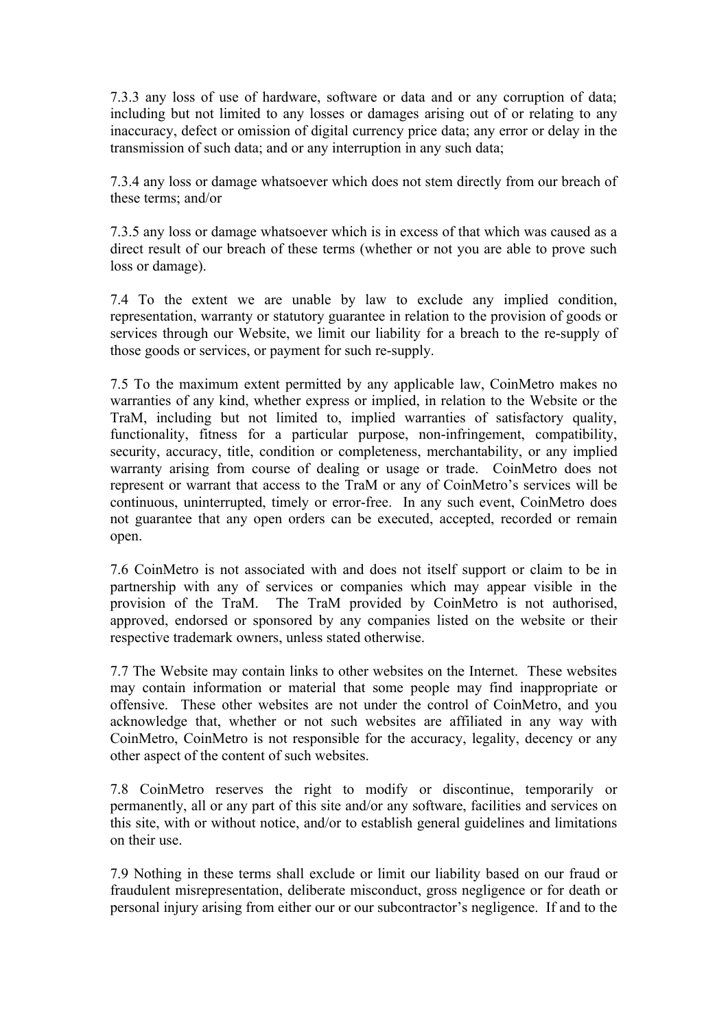7.3.3 any loss of use of hardware, software or data and or any corruption of data; including but not limited to any losses or damages arising out of or relating to any inaccuracy, defect or omission of digital currency price data; any error or delay in the transmission of such data; and or any interruption in any such data;

7.3.4 any loss or damage whatsoever which does not stem directly from our breach of these terms; and/or

7.3.5 any loss or damage whatsoever which is in excess of that which was caused as a direct result of our breach of these terms (whether or not you are able to prove such loss or damage).

7.4 To the extent we are unable by law to exclude any implied condition, representation, warranty or statutory guarantee in relation to the provision of goods or services through our Website, we limit our liability for a breach to the re-supply of those goods or services, or payment for such re-supply.

7.5 To the maximum extent permitted by any applicable law, CoinMetro makes no warranties of any kind, whether express or implied, in relation to the Website or the TraM, including but not limited to, implied warranties of satisfactory quality, functionality, fitness for a particular purpose, non-infringement, compatibility, security, accuracy, title, condition or completeness, merchantability, or any implied warranty arising from course of dealing or usage or trade. CoinMetro does not represent or warrant that access to the TraM or any of CoinMetro's services will be continuous, uninterrupted, timely or error-free. In any such event, CoinMetro does not guarantee that any open orders can be executed, accepted, recorded or remain open.

7.6 CoinMetro is not associated with and does not itself support or claim to be in partnership with any of services or companies which may appear visible in the provision of the TraM. The TraM provided by CoinMetro is not authorised, approved, endorsed or sponsored by any companies listed on the website or their respective trademark owners, unless stated otherwise.

7.7 The Website may contain links to other websites on the Internet. These websites may contain information or material that some people may find inappropriate or offensive. These other websites are not under the control of CoinMetro, and you acknowledge that, whether or not such websites are affiliated in any way with CoinMetro, CoinMetro is not responsible for the accuracy, legality, decency or any other aspect of the content of such websites.

7.8 CoinMetro reserves the right to modify or discontinue, temporarily or permanently, all or any part of this site and/or any software, facilities and services on this site, with or without notice, and/or to establish general guidelines and limitations on their use.

7.9 Nothing in these terms shall exclude or limit our liability based on our fraud or fraudulent misrepresentation, deliberate misconduct, gross negligence or for death or personal injury arising from either our or our subcontractor's negligence. If and to the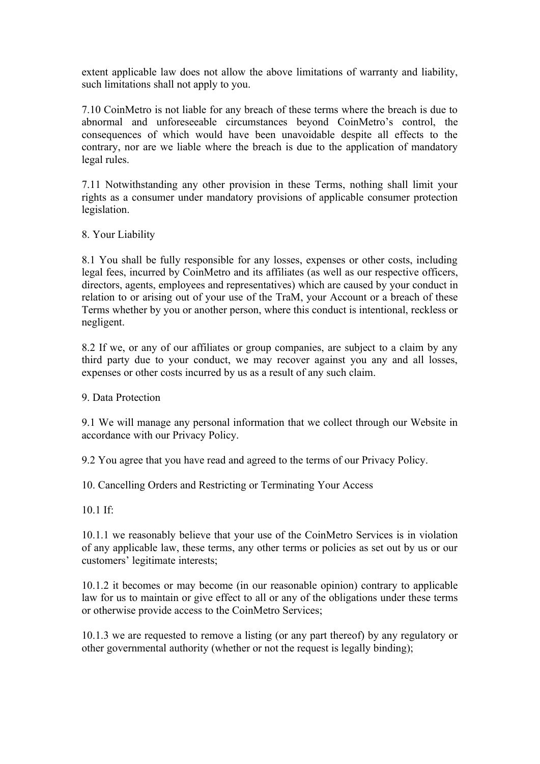extent applicable law does not allow the above limitations of warranty and liability, such limitations shall not apply to you.

7.10 CoinMetro is not liable for any breach of these terms where the breach is due to abnormal and unforeseeable circumstances beyond CoinMetro's control, the consequences of which would have been unavoidable despite all effects to the contrary, nor are we liable where the breach is due to the application of mandatory legal rules.

7.11 Notwithstanding any other provision in these Terms, nothing shall limit your rights as a consumer under mandatory provisions of applicable consumer protection legislation.

8. Your Liability

8.1 You shall be fully responsible for any losses, expenses or other costs, including legal fees, incurred by CoinMetro and its affiliates (as well as our respective officers, directors, agents, employees and representatives) which are caused by your conduct in relation to or arising out of your use of the TraM, your Account or a breach of these Terms whether by you or another person, where this conduct is intentional, reckless or negligent.

8.2 If we, or any of our affiliates or group companies, are subject to a claim by any third party due to your conduct, we may recover against you any and all losses, expenses or other costs incurred by us as a result of any such claim.

9. Data Protection

9.1 We will manage any personal information that we collect through our Website in accordance with our Privacy Policy.

9.2 You agree that you have read and agreed to the terms of our Privacy Policy.

10. Cancelling Orders and Restricting or Terminating Your Access

10.1 If:

10.1.1 we reasonably believe that your use of the CoinMetro Services is in violation of any applicable law, these terms, any other terms or policies as set out by us or our customers' legitimate interests;

10.1.2 it becomes or may become (in our reasonable opinion) contrary to applicable law for us to maintain or give effect to all or any of the obligations under these terms or otherwise provide access to the CoinMetro Services;

10.1.3 we are requested to remove a listing (or any part thereof) by any regulatory or other governmental authority (whether or not the request is legally binding);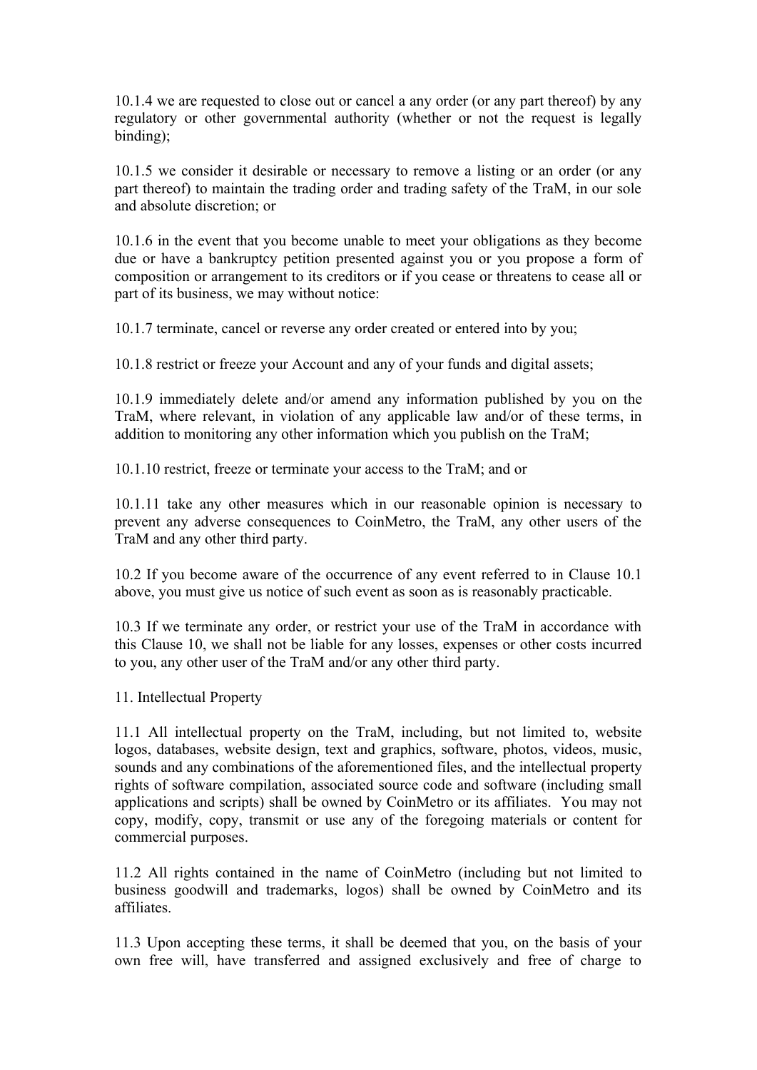10.1.4 we are requested to close out or cancel a any order (or any part thereof) by any regulatory or other governmental authority (whether or not the request is legally binding);

10.1.5 we consider it desirable or necessary to remove a listing or an order (or any part thereof) to maintain the trading order and trading safety of the TraM, in our sole and absolute discretion; or

10.1.6 in the event that you become unable to meet your obligations as they become due or have a bankruptcy petition presented against you or you propose a form of composition or arrangement to its creditors or if you cease or threatens to cease all or part of its business, we may without notice:

10.1.7 terminate, cancel or reverse any order created or entered into by you;

10.1.8 restrict or freeze your Account and any of your funds and digital assets;

10.1.9 immediately delete and/or amend any information published by you on the TraM, where relevant, in violation of any applicable law and/or of these terms, in addition to monitoring any other information which you publish on the TraM;

10.1.10 restrict, freeze or terminate your access to the TraM; and or

10.1.11 take any other measures which in our reasonable opinion is necessary to prevent any adverse consequences to CoinMetro, the TraM, any other users of the TraM and any other third party.

10.2 If you become aware of the occurrence of any event referred to in Clause 10.1 above, you must give us notice of such event as soon as is reasonably practicable.

10.3 If we terminate any order, or restrict your use of the TraM in accordance with this Clause 10, we shall not be liable for any losses, expenses or other costs incurred to you, any other user of the TraM and/or any other third party.

11. Intellectual Property

11.1 All intellectual property on the TraM, including, but not limited to, website logos, databases, website design, text and graphics, software, photos, videos, music, sounds and any combinations of the aforementioned files, and the intellectual property rights of software compilation, associated source code and software (including small applications and scripts) shall be owned by CoinMetro or its affiliates. You may not copy, modify, copy, transmit or use any of the foregoing materials or content for commercial purposes.

11.2 All rights contained in the name of CoinMetro (including but not limited to business goodwill and trademarks, logos) shall be owned by CoinMetro and its affiliates.

11.3 Upon accepting these terms, it shall be deemed that you, on the basis of your own free will, have transferred and assigned exclusively and free of charge to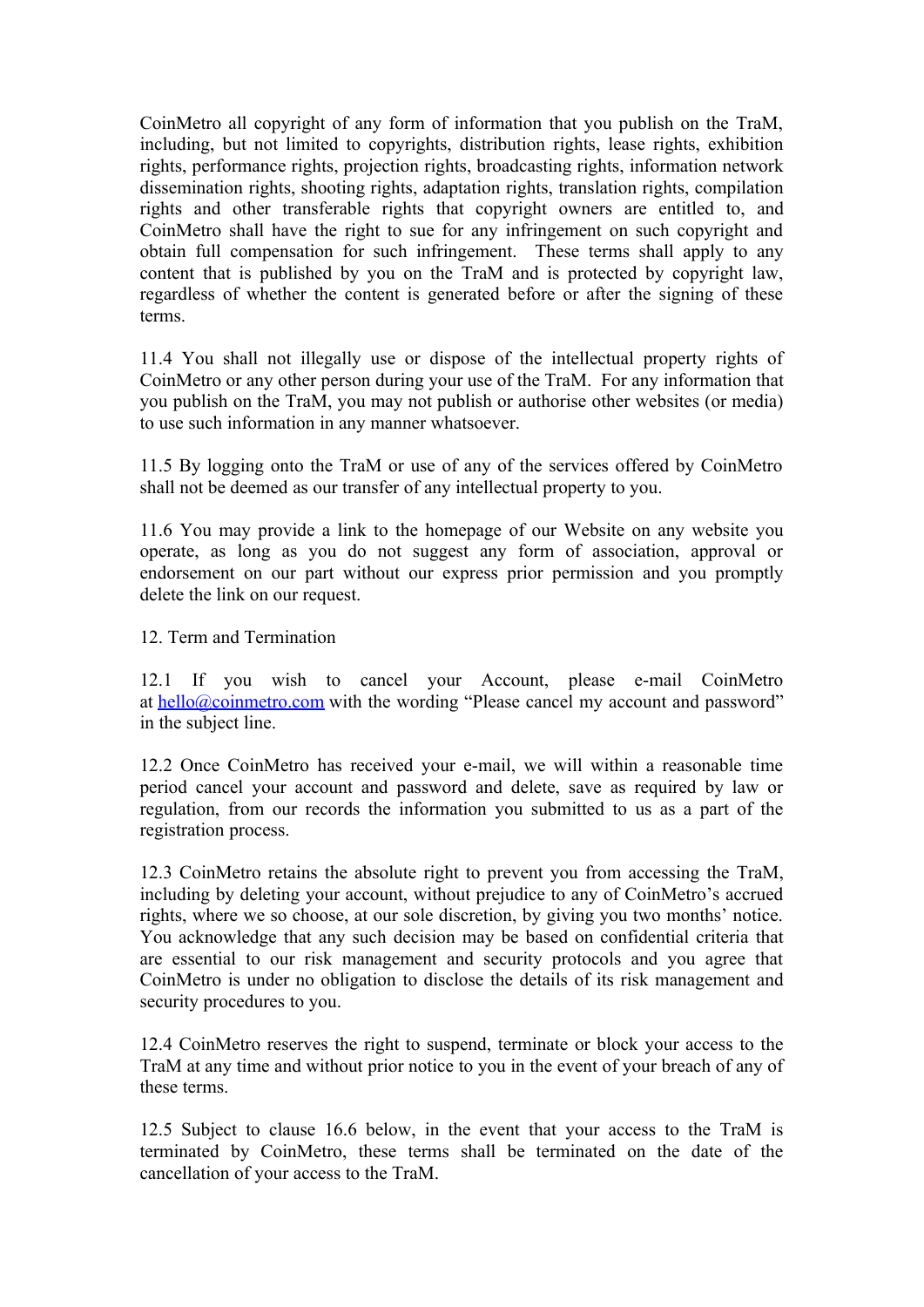CoinMetro all copyright of any form of information that you publish on the TraM, including, but not limited to copyrights, distribution rights, lease rights, exhibition rights, performance rights, projection rights, broadcasting rights, information network dissemination rights, shooting rights, adaptation rights, translation rights, compilation rights and other transferable rights that copyright owners are entitled to, and CoinMetro shall have the right to sue for any infringement on such copyright and obtain full compensation for such infringement. These terms shall apply to any content that is published by you on the TraM and is protected by copyright law, regardless of whether the content is generated before or after the signing of these terms.

11.4 You shall not illegally use or dispose of the intellectual property rights of CoinMetro or any other person during your use of the TraM. For any information that you publish on the TraM, you may not publish or authorise other websites (or media) to use such information in any manner whatsoever.

11.5 By logging onto the TraM or use of any of the services offered by CoinMetro shall not be deemed as our transfer of any intellectual property to you.

11.6 You may provide a link to the homepage of our Website on any website you operate, as long as you do not suggest any form of association, approval or endorsement on our part without our express prior permission and you promptly delete the link on our request.

## 12. Term and Termination

12.1 If you wish to cancel your Account, please e-mail CoinMetro at [hello@coinmetro.com](mailto:hello@coinmetro.com) with the wording "Please cancel my account and password" in the subject line.

12.2 Once CoinMetro has received your e-mail, we will within a reasonable time period cancel your account and password and delete, save as required by law or regulation, from our records the information you submitted to us as a part of the registration process.

12.3 CoinMetro retains the absolute right to prevent you from accessing the TraM, including by deleting your account, without prejudice to any of CoinMetro's accrued rights, where we so choose, at our sole discretion, by giving you two months' notice. You acknowledge that any such decision may be based on confidential criteria that are essential to our risk management and security protocols and you agree that CoinMetro is under no obligation to disclose the details of its risk management and security procedures to you.

12.4 CoinMetro reserves the right to suspend, terminate or block your access to the TraM at any time and without prior notice to you in the event of your breach of any of these terms.

12.5 Subject to clause 16.6 below, in the event that your access to the TraM is terminated by CoinMetro, these terms shall be terminated on the date of the cancellation of your access to the TraM.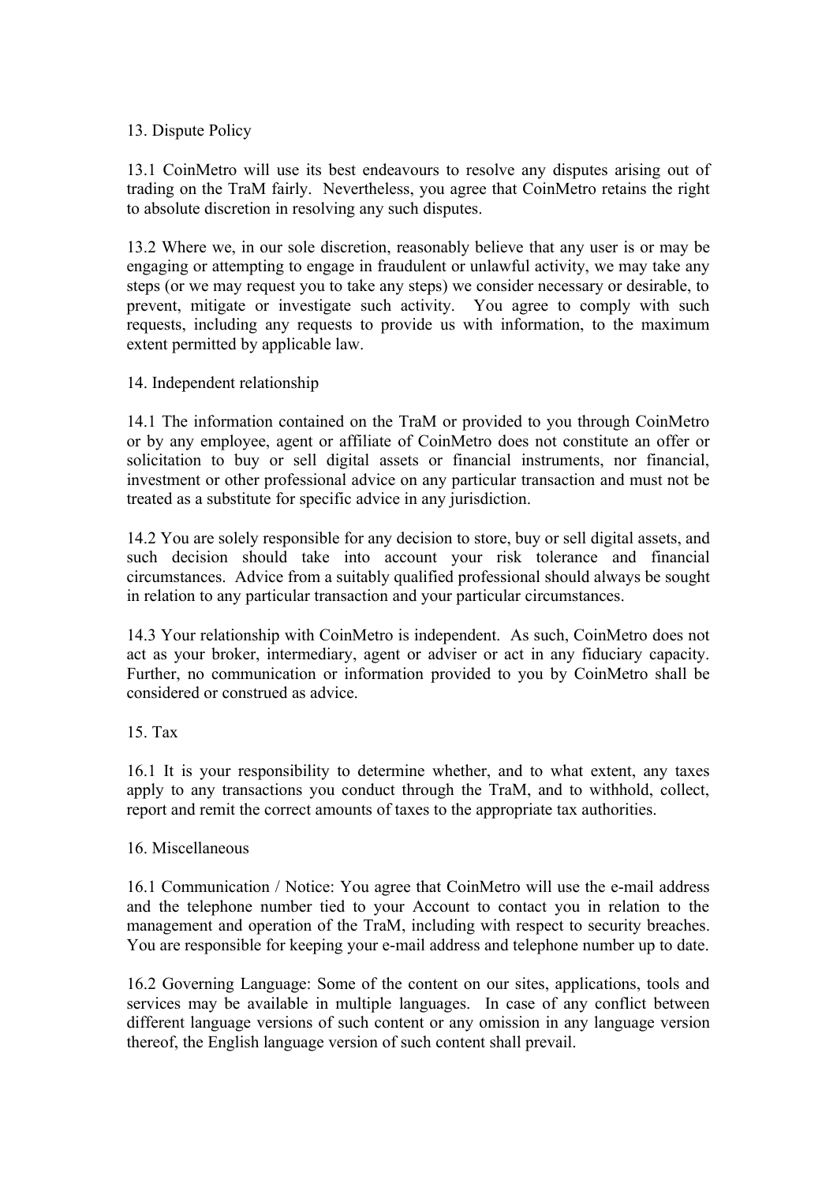## 13. Dispute Policy

13.1 CoinMetro will use its best endeavours to resolve any disputes arising out of trading on the TraM fairly. Nevertheless, you agree that CoinMetro retains the right to absolute discretion in resolving any such disputes.

13.2 Where we, in our sole discretion, reasonably believe that any user is or may be engaging or attempting to engage in fraudulent or unlawful activity, we may take any steps (or we may request you to take any steps) we consider necessary or desirable, to prevent, mitigate or investigate such activity. You agree to comply with such requests, including any requests to provide us with information, to the maximum extent permitted by applicable law.

## 14. Independent relationship

14.1 The information contained on the TraM or provided to you through CoinMetro or by any employee, agent or affiliate of CoinMetro does not constitute an offer or solicitation to buy or sell digital assets or financial instruments, nor financial, investment or other professional advice on any particular transaction and must not be treated as a substitute for specific advice in any jurisdiction.

14.2 You are solely responsible for any decision to store, buy or sell digital assets, and such decision should take into account your risk tolerance and financial circumstances. Advice from a suitably qualified professional should always be sought in relation to any particular transaction and your particular circumstances.

14.3 Your relationship with CoinMetro is independent. As such, CoinMetro does not act as your broker, intermediary, agent or adviser or act in any fiduciary capacity. Further, no communication or information provided to you by CoinMetro shall be considered or construed as advice.

## 15. Tax

16.1 It is your responsibility to determine whether, and to what extent, any taxes apply to any transactions you conduct through the TraM, and to withhold, collect, report and remit the correct amounts of taxes to the appropriate tax authorities.

## 16. Miscellaneous

16.1 Communication / Notice: You agree that CoinMetro will use the e-mail address and the telephone number tied to your Account to contact you in relation to the management and operation of the TraM, including with respect to security breaches. You are responsible for keeping your e-mail address and telephone number up to date.

16.2 Governing Language: Some of the content on our sites, applications, tools and services may be available in multiple languages. In case of any conflict between different language versions of such content or any omission in any language version thereof, the English language version of such content shall prevail.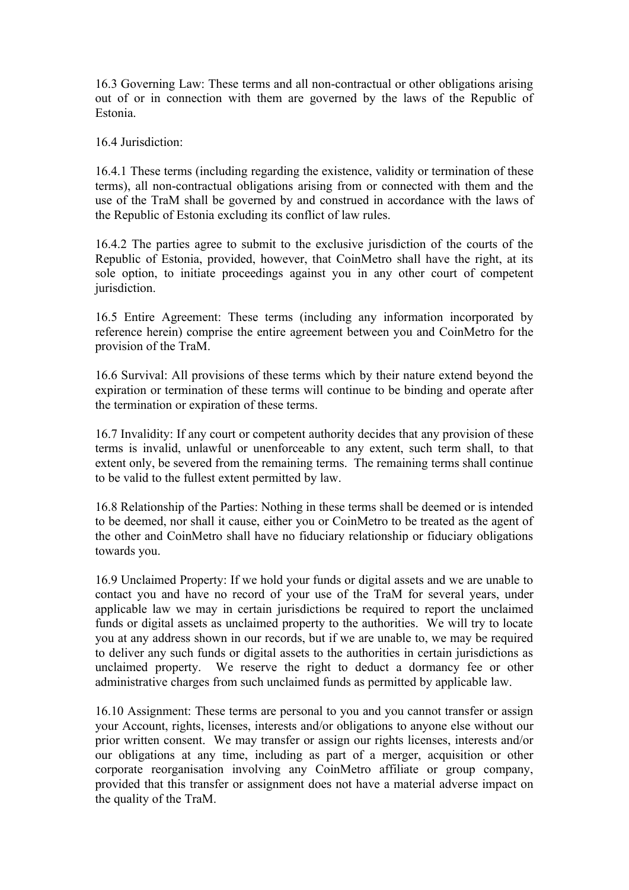16.3 Governing Law: These terms and all non-contractual or other obligations arising out of or in connection with them are governed by the laws of the Republic of Estonia.

16.4 Jurisdiction:

16.4.1 These terms (including regarding the existence, validity or termination of these terms), all non-contractual obligations arising from or connected with them and the use of the TraM shall be governed by and construed in accordance with the laws of the Republic of Estonia excluding its conflict of law rules.

16.4.2 The parties agree to submit to the exclusive jurisdiction of the courts of the Republic of Estonia, provided, however, that CoinMetro shall have the right, at its sole option, to initiate proceedings against you in any other court of competent jurisdiction.

16.5 Entire Agreement: These terms (including any information incorporated by reference herein) comprise the entire agreement between you and CoinMetro for the provision of the TraM.

16.6 Survival: All provisions of these terms which by their nature extend beyond the expiration or termination of these terms will continue to be binding and operate after the termination or expiration of these terms.

16.7 Invalidity: If any court or competent authority decides that any provision of these terms is invalid, unlawful or unenforceable to any extent, such term shall, to that extent only, be severed from the remaining terms. The remaining terms shall continue to be valid to the fullest extent permitted by law.

16.8 Relationship of the Parties: Nothing in these terms shall be deemed or is intended to be deemed, nor shall it cause, either you or CoinMetro to be treated as the agent of the other and CoinMetro shall have no fiduciary relationship or fiduciary obligations towards you.

16.9 Unclaimed Property: If we hold your funds or digital assets and we are unable to contact you and have no record of your use of the TraM for several years, under applicable law we may in certain jurisdictions be required to report the unclaimed funds or digital assets as unclaimed property to the authorities. We will try to locate you at any address shown in our records, but if we are unable to, we may be required to deliver any such funds or digital assets to the authorities in certain jurisdictions as unclaimed property. We reserve the right to deduct a dormancy fee or other administrative charges from such unclaimed funds as permitted by applicable law.

16.10 Assignment: These terms are personal to you and you cannot transfer or assign your Account, rights, licenses, interests and/or obligations to anyone else without our prior written consent. We may transfer or assign our rights licenses, interests and/or our obligations at any time, including as part of a merger, acquisition or other corporate reorganisation involving any CoinMetro affiliate or group company, provided that this transfer or assignment does not have a material adverse impact on the quality of the TraM.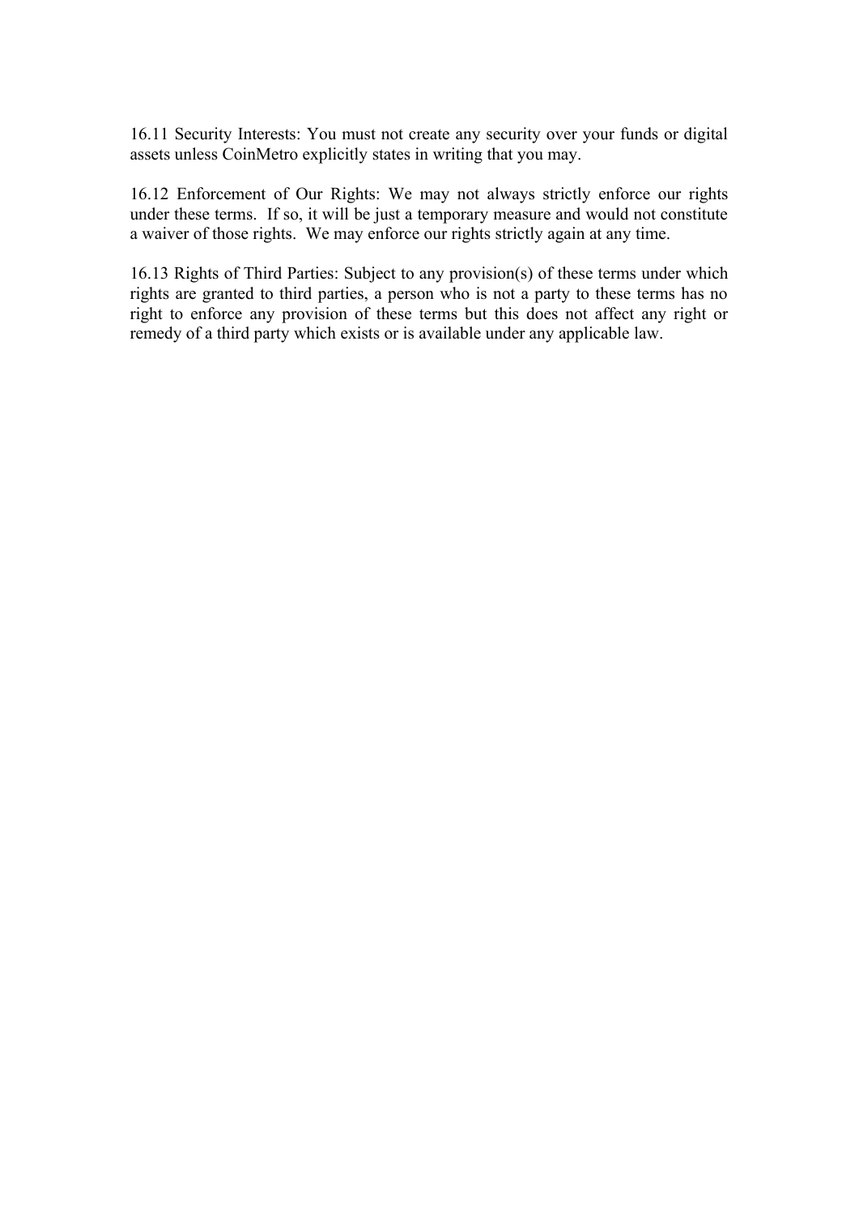16.11 Security Interests: You must not create any security over your funds or digital assets unless CoinMetro explicitly states in writing that you may.

16.12 Enforcement of Our Rights: We may not always strictly enforce our rights under these terms. If so, it will be just a temporary measure and would not constitute a waiver of those rights. We may enforce our rights strictly again at any time.

16.13 Rights of Third Parties: Subject to any provision(s) of these terms under which rights are granted to third parties, a person who is not a party to these terms has no right to enforce any provision of these terms but this does not affect any right or remedy of a third party which exists or is available under any applicable law.